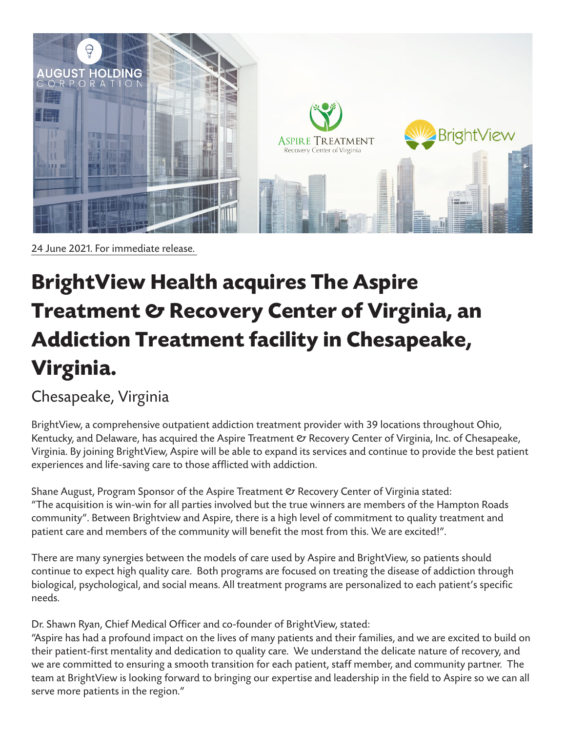24 June 2021. For immediate release.

# BrightView Health acquires The Aspire Treatment & Recovery Center of Virginia, an Addiction Treatment facility in Chesapeake, Virginia.

## Chesapeake, Virginia

BrightView, a comprehensive outpatient addiction treatment provider with 39 locations throughout Ohio, Kentucky, and Delaware, has acquired the Aspire Treatment & Recovery Center of Virginia, Inc. of Chesapeake, Virginia. By joining BrightView, Aspire will be able to expand its services and continue to provide the best patient experiences and life-saving care to those afflicted with addiction.

Shane August, Program Sponsor of the Aspire Treatment & Recovery Center of Virginia stated: "The acquisition is win-win for all parties involved but the true winners are members of the Hampton Roads community". Between Brightview and Aspire, there is a high level of commitment to quality treatment and patient care and members of the community will benefit the most from this. We are excited!".

There are many synergies between the models of care used by Aspire and BrightView, so patients should continue to expect high quality care. Both programs are focused on treating the disease of addiction through biological, psychological, and social means. All treatment programs are personalized to each patient's specific needs.

Dr. Shawn Ryan, Chief Medical Officer and co-founder of BrightView, stated:
"Aspire has had a profound impact on the lives of many patients and their families, and we are excited to build on their patient-first mentality and dedication to quality care. We understand the delicate nature of recovery, and we are committed to ensuring a smooth transition for each patient, staff member, and community partner. The team at BrightView is looking forward to bringing our expertise and leadership in the field to Aspire so we can all serve more patients in the region."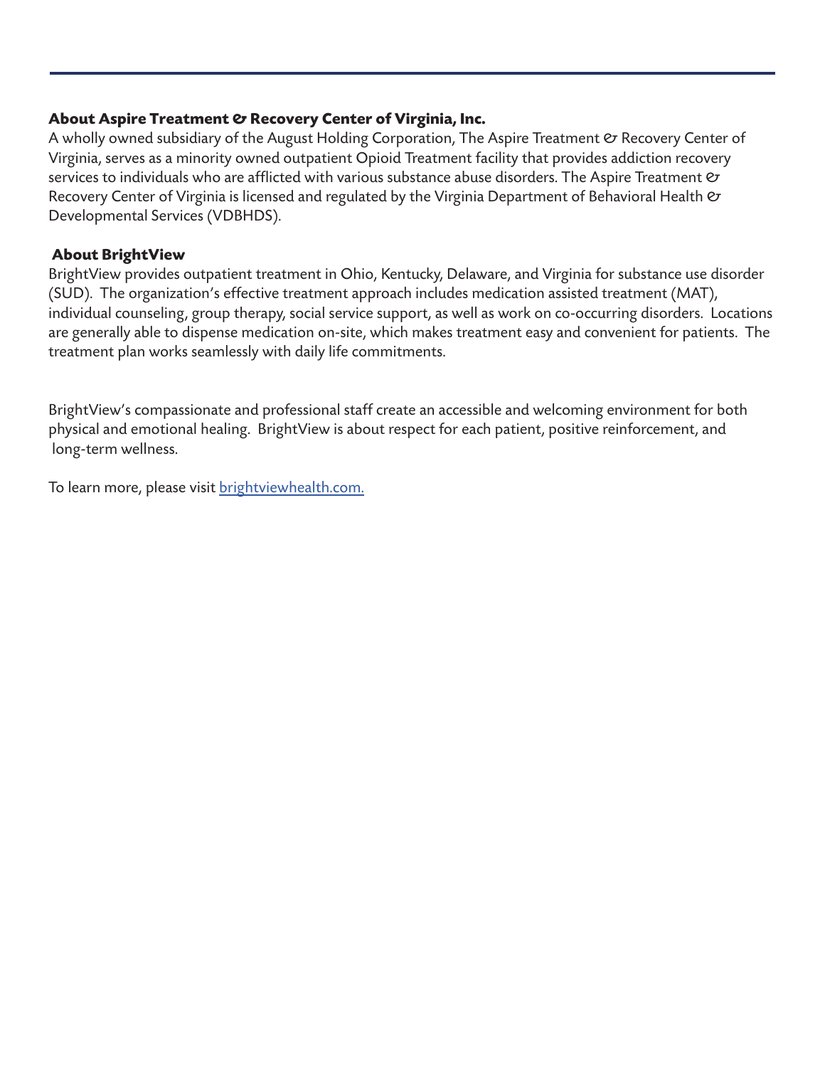**About Aspire Treatment & Recovery Center of Virginia, Inc.**

A wholly owned subsidiary of the August Holding Corporation, The Aspire Treatment & Recovery Center of Virginia, serves as a minority owned outpatient Opioid Treatment facility that provides addiction recovery services to individuals who are afflicted with various substance abuse disorders. The Aspire Treatment & Recovery Center of Virginia is licensed and regulated by the Virginia Department of Behavioral Health & Developmental Services (VDBHDS).

**About BrightView**

BrightView provides outpatient treatment in Ohio, Kentucky, Delaware, and Virginia for substance use disorder (SUD). The organization's effective treatment approach includes medication assisted treatment (MAT), individual counseling, group therapy, social service support, as well as work on co-occurring disorders. Locations are generally able to dispense medication on-site, which makes treatment easy and convenient for patients. The treatment plan works seamlessly with daily life commitments.

BrightView's compassionate and professional staff create an accessible and welcoming environment for both physical and emotional healing. BrightView is about respect for each patient, positive reinforcement, and long-term wellness.

To learn more, please visit [brightviewhealth.com.](https://brightviewhealth.com)